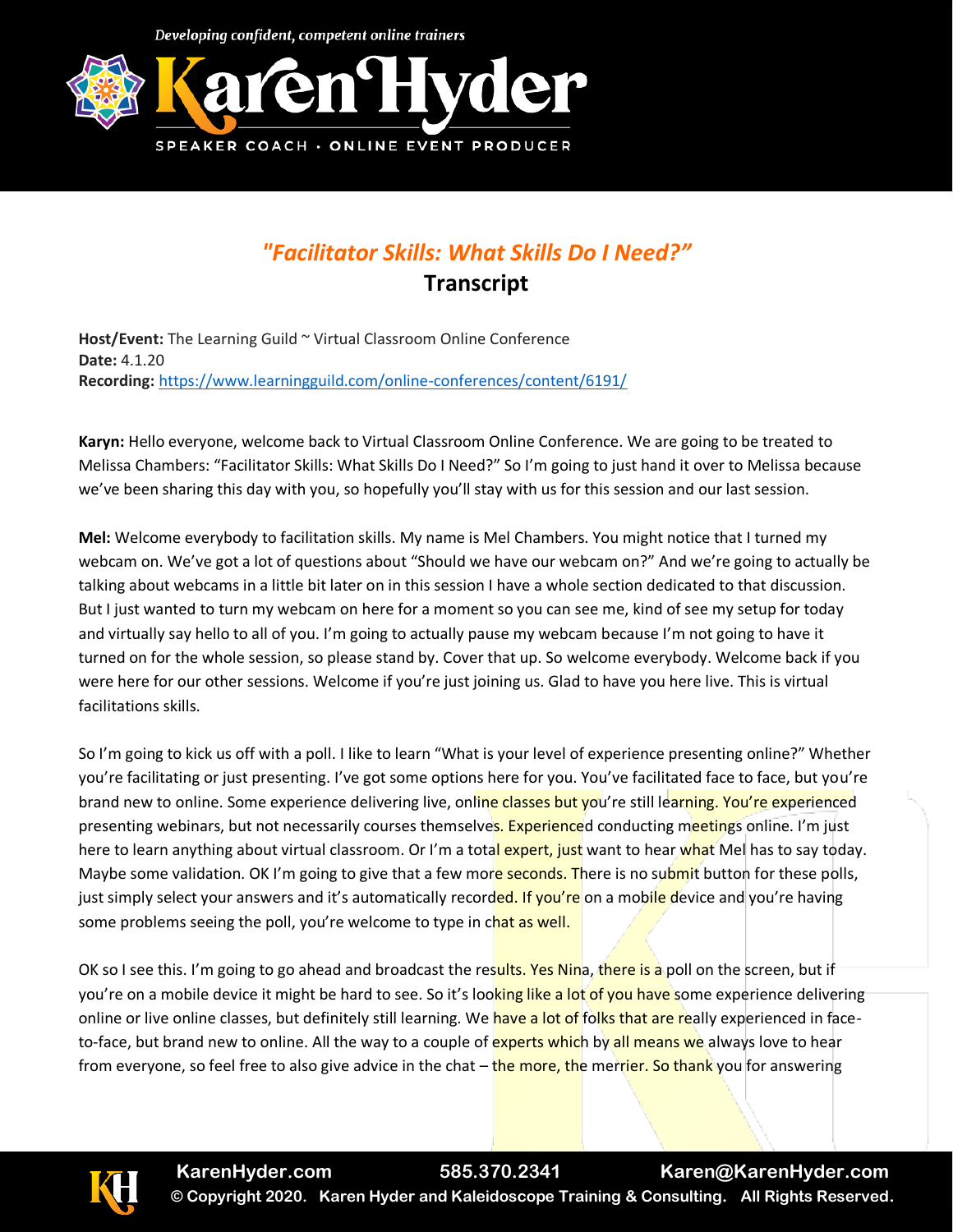# "Facilitator Skills: What Skills Do I Need?"

## Transcript

**Host/Event:** The Learning Guild ~ Virtual Classroom Online Conference
**Date:** 4.1.20
**Recording:** https://www.learningguild.com/online-conferences/content/6191/

**Karyn:** Hello everyone, welcome back to Virtual Classroom Online Conference. We are going to be treated to Melissa Chambers: "Facilitator Skills: What Skills Do I Need?" So I'm going to just hand it over to Melissa because we've been sharing this day with you, so hopefully you'll stay with us for this session and our last session.

**Mel:** Welcome everybody to facilitation skills. My name is Mel Chambers. You might notice that I turned my webcam on. We've got a lot of questions about "Should we have our webcam on?" And we're going to actually be talking about webcams in a little bit later on in this session I have a whole section dedicated to that discussion. But I just wanted to turn my webcam on here for a moment so you can see me, kind of see my setup for today and virtually say hello to all of you. I'm going to actually pause my webcam because I'm not going to have it turned on for the whole session, so please stand by. Cover that up. So welcome everybody. Welcome back if you were here for our other sessions. Welcome if you're just joining us. Glad to have you here live. This is virtual facilitations skills.

So I'm going to kick us off with a poll. I like to learn "What is your level of experience presenting online?" Whether you're facilitating or just presenting. I've got some options here for you. You've facilitated face to face, but you're brand new to online. Some experience delivering live, online classes but you're still learning. You're experienced presenting webinars, but not necessarily courses themselves. Experienced conducting meetings online. I'm just here to learn anything about virtual classroom. Or I'm a total expert, just want to hear what Mel has to say today. Maybe some validation. OK I'm going to give that a few more seconds. There is no submit button for these polls, just simply select your answers and it's automatically recorded. If you're on a mobile device and you're having some problems seeing the poll, you're welcome to type in chat as well.

OK so I see this. I'm going to go ahead and broadcast the results. Yes Nina, there is a poll on the screen, but if you're on a mobile device it might be hard to see. So it's looking like a lot of you have some experience delivering online or live online classes, but definitely still learning. We have a lot of folks that are really experienced in face-to-face, but brand new to online. All the way to a couple of experts which by all means we always love to hear from everyone, so feel free to also give advice in the chat – the more, the merrier. So thank you for answering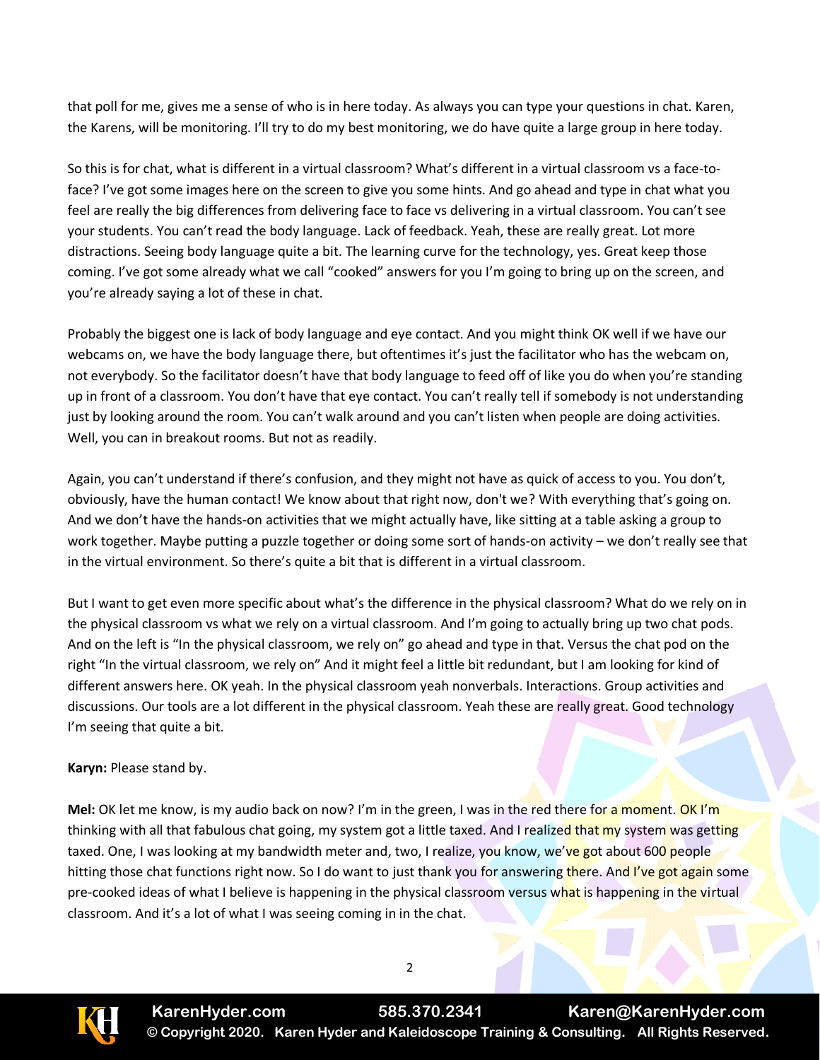that poll for me, gives me a sense of who is in here today. As always you can type your questions in chat. Karen, the Karens, will be monitoring. I'll try to do my best monitoring, we do have quite a large group in here today.

So this is for chat, what is different in a virtual classroom? What's different in a virtual classroom vs a face-to-face? I've got some images here on the screen to give you some hints. And go ahead and type in chat what you feel are really the big differences from delivering face to face vs delivering in a virtual classroom. You can't see your students. You can't read the body language. Lack of feedback. Yeah, these are really great. Lot more distractions. Seeing body language quite a bit. The learning curve for the technology, yes. Great keep those coming. I've got some already what we call "cooked" answers for you I'm going to bring up on the screen, and you're already saying a lot of these in chat.

Probably the biggest one is lack of body language and eye contact. And you might think OK well if we have our webcams on, we have the body language there, but oftentimes it's just the facilitator who has the webcam on, not everybody. So the facilitator doesn't have that body language to feed off of like you do when you're standing up in front of a classroom. You don't have that eye contact. You can't really tell if somebody is not understanding just by looking around the room. You can't walk around and you can't listen when people are doing activities. Well, you can in breakout rooms. But not as readily.

Again, you can't understand if there's confusion, and they might not have as quick of access to you. You don't, obviously, have the human contact! We know about that right now, don't we? With everything that's going on. And we don't have the hands-on activities that we might actually have, like sitting at a table asking a group to work together. Maybe putting a puzzle together or doing some sort of hands-on activity – we don't really see that in the virtual environment. So there's quite a bit that is different in a virtual classroom.

But I want to get even more specific about what's the difference in the physical classroom? What do we rely on in the physical classroom vs what we rely on a virtual classroom. And I'm going to actually bring up two chat pods. And on the left is "In the physical classroom, we rely on" go ahead and type in that. Versus the chat pod on the right "In the virtual classroom, we rely on" And it might feel a little bit redundant, but I am looking for kind of different answers here. OK yeah. In the physical classroom yeah nonverbals. Interactions. Group activities and discussions. Our tools are a lot different in the physical classroom. Yeah these are really great. Good technology I'm seeing that quite a bit.

**Karyn:** Please stand by.

**Mel:** OK let me know, is my audio back on now? I'm in the green, I was in the red there for a moment. OK I'm thinking with all that fabulous chat going, my system got a little taxed. And I realized that my system was getting taxed. One, I was looking at my bandwidth meter and, two, I realize, you know, we've got about 600 people hitting those chat functions right now. So I do want to just thank you for answering there. And I've got again some pre-cooked ideas of what I believe is happening in the physical classroom versus what is happening in the virtual classroom. And it's a lot of what I was seeing coming in in the chat.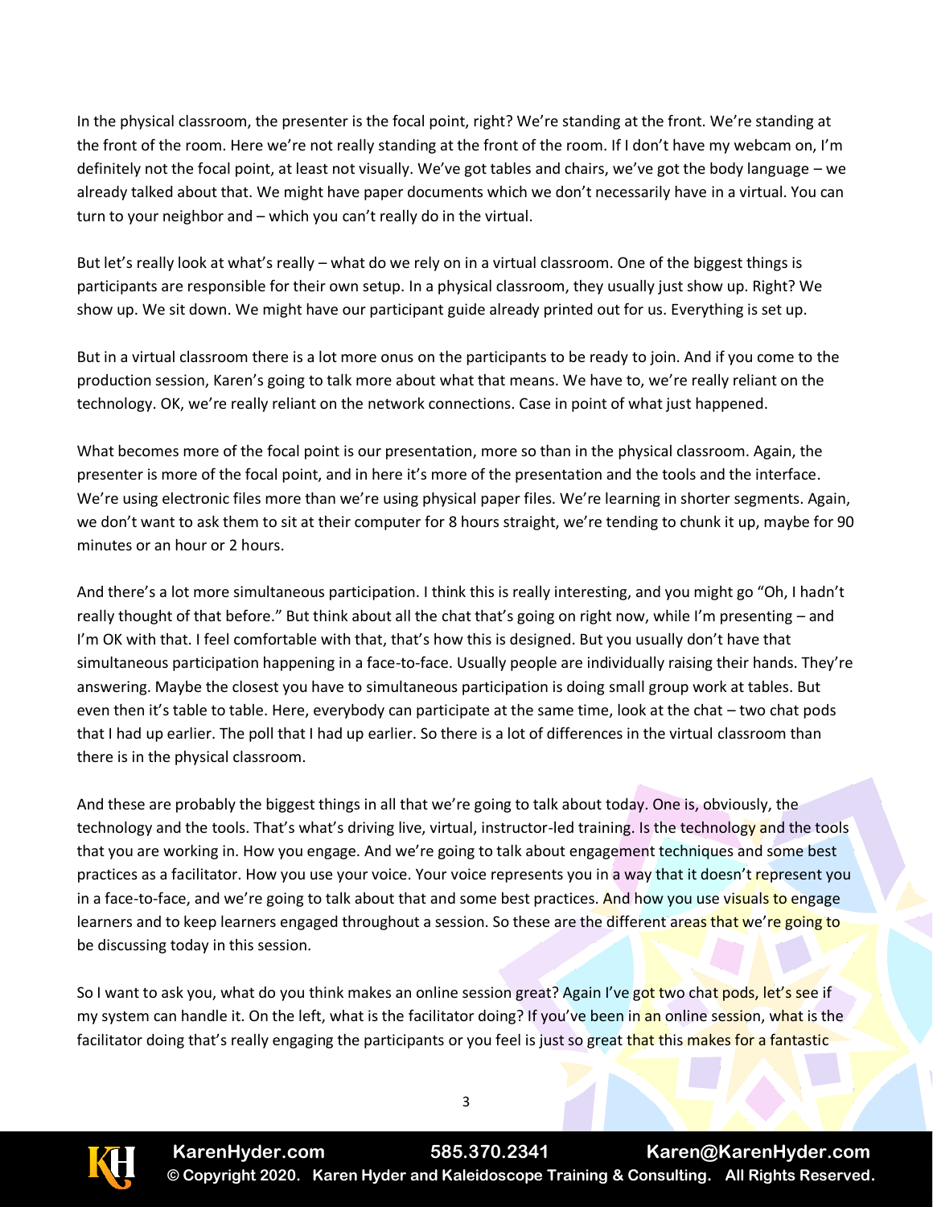In the physical classroom, the presenter is the focal point, right? We're standing at the front. We're standing at the front of the room. Here we're not really standing at the front of the room. If I don't have my webcam on, I'm definitely not the focal point, at least not visually. We've got tables and chairs, we've got the body language – we already talked about that. We might have paper documents which we don't necessarily have in a virtual. You can turn to your neighbor and – which you can't really do in the virtual.

But let's really look at what's really – what do we rely on in a virtual classroom. One of the biggest things is participants are responsible for their own setup. In a physical classroom, they usually just show up. Right? We show up. We sit down. We might have our participant guide already printed out for us. Everything is set up.

But in a virtual classroom there is a lot more onus on the participants to be ready to join. And if you come to the production session, Karen's going to talk more about what that means. We have to, we're really reliant on the technology. OK, we're really reliant on the network connections. Case in point of what just happened.

What becomes more of the focal point is our presentation, more so than in the physical classroom. Again, the presenter is more of the focal point, and in here it's more of the presentation and the tools and the interface. We're using electronic files more than we're using physical paper files. We're learning in shorter segments. Again, we don't want to ask them to sit at their computer for 8 hours straight, we're tending to chunk it up, maybe for 90 minutes or an hour or 2 hours.

And there's a lot more simultaneous participation. I think this is really interesting, and you might go "Oh, I hadn't really thought of that before." But think about all the chat that's going on right now, while I'm presenting – and I'm OK with that. I feel comfortable with that, that's how this is designed. But you usually don't have that simultaneous participation happening in a face-to-face. Usually people are individually raising their hands. They're answering. Maybe the closest you have to simultaneous participation is doing small group work at tables. But even then it's table to table. Here, everybody can participate at the same time, look at the chat – two chat pods that I had up earlier. The poll that I had up earlier. So there is a lot of differences in the virtual classroom than there is in the physical classroom.

And these are probably the biggest things in all that we're going to talk about today. One is, obviously, the technology and the tools. That's what's driving live, virtual, instructor-led training. Is the technology and the tools that you are working in. How you engage. And we're going to talk about engagement techniques and some best practices as a facilitator. How you use your voice. Your voice represents you in a way that it doesn't represent you in a face-to-face, and we're going to talk about that and some best practices. And how you use visuals to engage learners and to keep learners engaged throughout a session. So these are the different areas that we're going to be discussing today in this session.

So I want to ask you, what do you think makes an online session great? Again I've got two chat pods, let's see if my system can handle it. On the left, what is the facilitator doing? If you've been in an online session, what is the facilitator doing that's really engaging the participants or you feel is just so great that this makes for a fantastic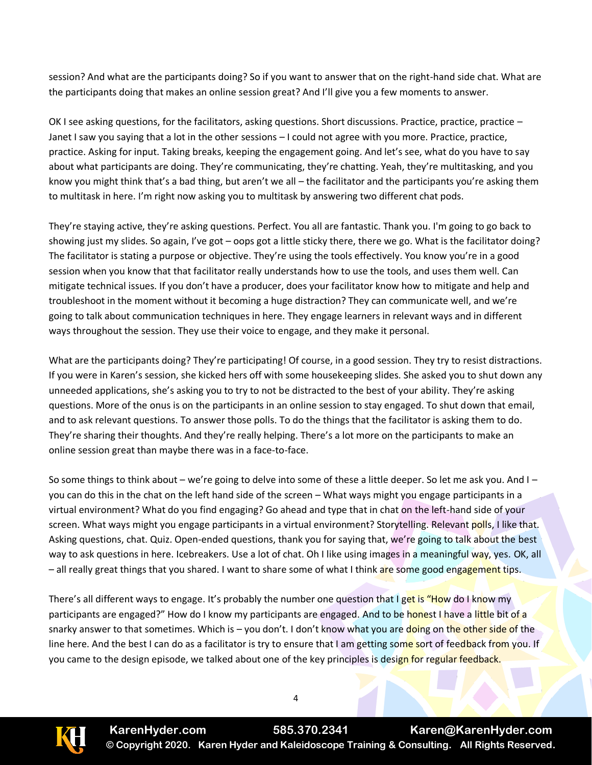session? And what are the participants doing? So if you want to answer that on the right-hand side chat. What are the participants doing that makes an online session great? And I'll give you a few moments to answer.

OK I see asking questions, for the facilitators, asking questions. Short discussions. Practice, practice, practice – Janet I saw you saying that a lot in the other sessions – I could not agree with you more. Practice, practice, practice. Asking for input. Taking breaks, keeping the engagement going. And let's see, what do you have to say about what participants are doing. They're communicating, they're chatting. Yeah, they're multitasking, and you know you might think that's a bad thing, but aren't we all – the facilitator and the participants you're asking them to multitask in here. I'm right now asking you to multitask by answering two different chat pods.

They're staying active, they're asking questions. Perfect. You all are fantastic. Thank you. I'm going to go back to showing just my slides. So again, I've got – oops got a little sticky there, there we go. What is the facilitator doing? The facilitator is stating a purpose or objective. They're using the tools effectively. You know you're in a good session when you know that that facilitator really understands how to use the tools, and uses them well. Can mitigate technical issues. If you don't have a producer, does your facilitator know how to mitigate and help and troubleshoot in the moment without it becoming a huge distraction? They can communicate well, and we're going to talk about communication techniques in here. They engage learners in relevant ways and in different ways throughout the session. They use their voice to engage, and they make it personal.

What are the participants doing? They're participating! Of course, in a good session. They try to resist distractions. If you were in Karen's session, she kicked hers off with some housekeeping slides. She asked you to shut down any unneeded applications, she's asking you to try to not be distracted to the best of your ability. They're asking questions. More of the onus is on the participants in an online session to stay engaged. To shut down that email, and to ask relevant questions. To answer those polls. To do the things that the facilitator is asking them to do. They're sharing their thoughts. And they're really helping. There's a lot more on the participants to make an online session great than maybe there was in a face-to-face.

So some things to think about – we're going to delve into some of these a little deeper. So let me ask you. And I – you can do this in the chat on the left hand side of the screen – What ways might you engage participants in a virtual environment? What do you find engaging? Go ahead and type that in chat on the left-hand side of your screen. What ways might you engage participants in a virtual environment? Storytelling. Relevant polls, I like that. Asking questions, chat. Quiz. Open-ended questions, thank you for saying that, we're going to talk about the best way to ask questions in here. Icebreakers. Use a lot of chat. Oh I like using images in a meaningful way, yes. OK, all – all really great things that you shared. I want to share some of what I think are some good engagement tips.

There's all different ways to engage. It's probably the number one question that I get is "How do I know my participants are engaged?" How do I know my participants are engaged. And to be honest I have a little bit of a snarky answer to that sometimes. Which is – you don't. I don't know what you are doing on the other side of the line here. And the best I can do as a facilitator is try to ensure that I am getting some sort of feedback from you. If you came to the design episode, we talked about one of the key principles is design for regular feedback.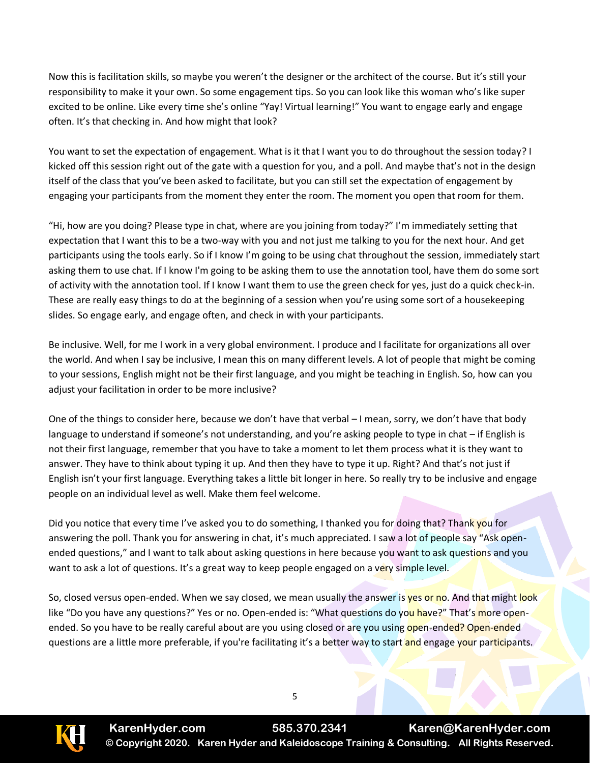Now this is facilitation skills, so maybe you weren't the designer or the architect of the course. But it's still your responsibility to make it your own. So some engagement tips. So you can look like this woman who's like super excited to be online. Like every time she's online "Yay! Virtual learning!" You want to engage early and engage often. It's that checking in. And how might that look?

You want to set the expectation of engagement. What is it that I want you to do throughout the session today? I kicked off this session right out of the gate with a question for you, and a poll. And maybe that's not in the design itself of the class that you've been asked to facilitate, but you can still set the expectation of engagement by engaging your participants from the moment they enter the room. The moment you open that room for them.

"Hi, how are you doing? Please type in chat, where are you joining from today?" I'm immediately setting that expectation that I want this to be a two-way with you and not just me talking to you for the next hour. And get participants using the tools early. So if I know I'm going to be using chat throughout the session, immediately start asking them to use chat. If I know I'm going to be asking them to use the annotation tool, have them do some sort of activity with the annotation tool. If I know I want them to use the green check for yes, just do a quick check-in. These are really easy things to do at the beginning of a session when you're using some sort of a housekeeping slides. So engage early, and engage often, and check in with your participants.

Be inclusive. Well, for me I work in a very global environment. I produce and I facilitate for organizations all over the world. And when I say be inclusive, I mean this on many different levels. A lot of people that might be coming to your sessions, English might not be their first language, and you might be teaching in English. So, how can you adjust your facilitation in order to be more inclusive?

One of the things to consider here, because we don't have that verbal – I mean, sorry, we don't have that body language to understand if someone's not understanding, and you're asking people to type in chat – if English is not their first language, remember that you have to take a moment to let them process what it is they want to answer. They have to think about typing it up. And then they have to type it up. Right? And that's not just if English isn't your first language. Everything takes a little bit longer in here. So really try to be inclusive and engage people on an individual level as well. Make them feel welcome.

Did you notice that every time I've asked you to do something, I thanked you for doing that? Thank you for answering the poll. Thank you for answering in chat, it's much appreciated. I saw a lot of people say "Ask open-ended questions," and I want to talk about asking questions in here because you want to ask questions and you want to ask a lot of questions. It's a great way to keep people engaged on a very simple level.

So, closed versus open-ended. When we say closed, we mean usually the answer is yes or no. And that might look like "Do you have any questions?" Yes or no. Open-ended is: "What questions do you have?" That's more open-ended. So you have to be really careful about are you using closed or are you using open-ended? Open-ended questions are a little more preferable, if you're facilitating it's a better way to start and engage your participants.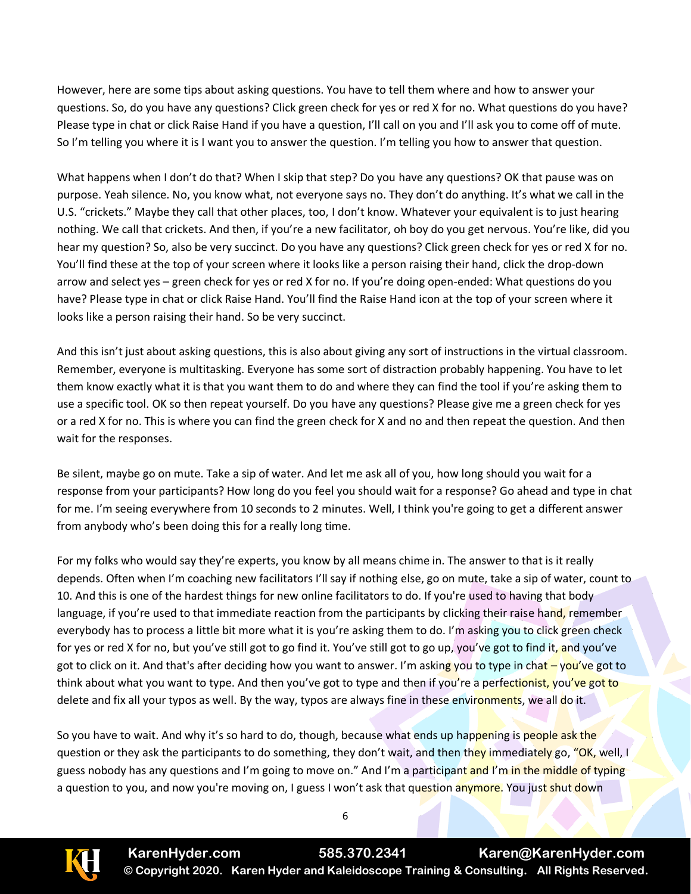However, here are some tips about asking questions. You have to tell them where and how to answer your questions. So, do you have any questions? Click green check for yes or red X for no. What questions do you have? Please type in chat or click Raise Hand if you have a question, I'll call on you and I'll ask you to come off of mute. So I'm telling you where it is I want you to answer the question. I'm telling you how to answer that question.

What happens when I don't do that? When I skip that step? Do you have any questions? OK that pause was on purpose. Yeah silence. No, you know what, not everyone says no. They don't do anything. It's what we call in the U.S. "crickets." Maybe they call that other places, too, I don't know. Whatever your equivalent is to just hearing nothing. We call that crickets. And then, if you're a new facilitator, oh boy do you get nervous. You're like, did you hear my question? So, also be very succinct. Do you have any questions? Click green check for yes or red X for no. You'll find these at the top of your screen where it looks like a person raising their hand, click the drop-down arrow and select yes – green check for yes or red X for no. If you're doing open-ended: What questions do you have? Please type in chat or click Raise Hand. You'll find the Raise Hand icon at the top of your screen where it looks like a person raising their hand. So be very succinct.

And this isn't just about asking questions, this is also about giving any sort of instructions in the virtual classroom. Remember, everyone is multitasking. Everyone has some sort of distraction probably happening. You have to let them know exactly what it is that you want them to do and where they can find the tool if you're asking them to use a specific tool. OK so then repeat yourself. Do you have any questions? Please give me a green check for yes or a red X for no. This is where you can find the green check for X and no and then repeat the question. And then wait for the responses.

Be silent, maybe go on mute. Take a sip of water. And let me ask all of you, how long should you wait for a response from your participants? How long do you feel you should wait for a response? Go ahead and type in chat for me. I'm seeing everywhere from 10 seconds to 2 minutes. Well, I think you're going to get a different answer from anybody who's been doing this for a really long time.

For my folks who would say they're experts, you know by all means chime in. The answer to that is it really depends. Often when I'm coaching new facilitators I'll say if nothing else, go on mute, take a sip of water, count to 10. And this is one of the hardest things for new online facilitators to do. If you're used to having that body language, if you're used to that immediate reaction from the participants by clicking their raise hand, remember everybody has to process a little bit more what it is you're asking them to do. I'm asking you to click green check for yes or red X for no, but you've still got to go find it. You've still got to go up, you've got to find it, and you've got to click on it. And that's after deciding how you want to answer. I'm asking you to type in chat – you've got to think about what you want to type. And then you've got to type and then if you're a perfectionist, you've got to delete and fix all your typos as well. By the way, typos are always fine in these environments, we all do it.

So you have to wait. And why it's so hard to do, though, because what ends up happening is people ask the question or they ask the participants to do something, they don't wait, and then they immediately go, "OK, well, I guess nobody has any questions and I'm going to move on." And I'm a participant and I'm in the middle of typing a question to you, and now you're moving on, I guess I won't ask that question anymore. You just shut down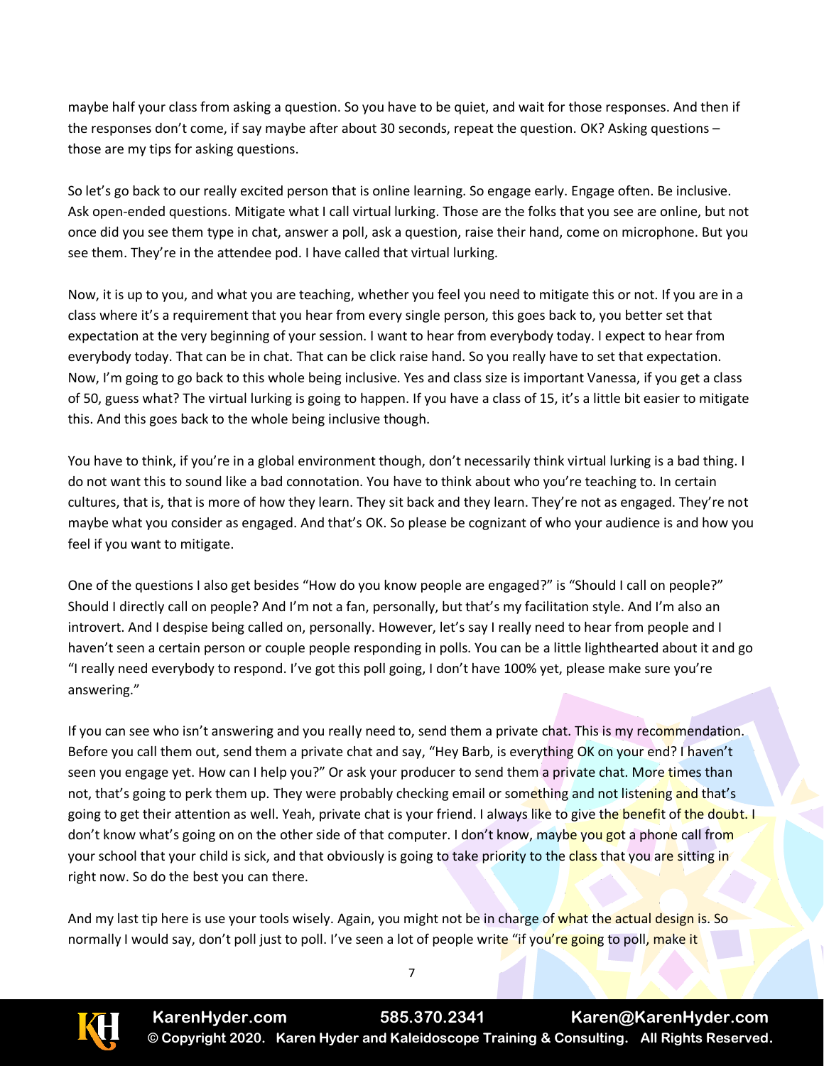maybe half your class from asking a question. So you have to be quiet, and wait for those responses. And then if the responses don't come, if say maybe after about 30 seconds, repeat the question. OK? Asking questions – those are my tips for asking questions.

So let's go back to our really excited person that is online learning. So engage early. Engage often. Be inclusive. Ask open-ended questions. Mitigate what I call virtual lurking. Those are the folks that you see are online, but not once did you see them type in chat, answer a poll, ask a question, raise their hand, come on microphone. But you see them. They're in the attendee pod. I have called that virtual lurking.

Now, it is up to you, and what you are teaching, whether you feel you need to mitigate this or not. If you are in a class where it's a requirement that you hear from every single person, this goes back to, you better set that expectation at the very beginning of your session. I want to hear from everybody today. I expect to hear from everybody today. That can be in chat. That can be click raise hand. So you really have to set that expectation. Now, I'm going to go back to this whole being inclusive. Yes and class size is important Vanessa, if you get a class of 50, guess what? The virtual lurking is going to happen. If you have a class of 15, it's a little bit easier to mitigate this. And this goes back to the whole being inclusive though.

You have to think, if you're in a global environment though, don't necessarily think virtual lurking is a bad thing. I do not want this to sound like a bad connotation. You have to think about who you're teaching to. In certain cultures, that is, that is more of how they learn. They sit back and they learn. They're not as engaged. They're not maybe what you consider as engaged. And that's OK. So please be cognizant of who your audience is and how you feel if you want to mitigate.

One of the questions I also get besides "How do you know people are engaged?" is "Should I call on people?" Should I directly call on people? And I'm not a fan, personally, but that's my facilitation style. And I'm also an introvert. And I despise being called on, personally. However, let's say I really need to hear from people and I haven't seen a certain person or couple people responding in polls. You can be a little lighthearted about it and go "I really need everybody to respond. I've got this poll going, I don't have 100% yet, please make sure you're answering."

If you can see who isn't answering and you really need to, send them a private chat. This is my recommendation. Before you call them out, send them a private chat and say, "Hey Barb, is everything OK on your end? I haven't seen you engage yet. How can I help you?" Or ask your producer to send them a private chat. More times than not, that's going to perk them up. They were probably checking email or something and not listening and that's going to get their attention as well. Yeah, private chat is your friend. I always like to give the benefit of the doubt. I don't know what's going on on the other side of that computer. I don't know, maybe you got a phone call from your school that your child is sick, and that obviously is going to take priority to the class that you are sitting in right now. So do the best you can there.

And my last tip here is use your tools wisely. Again, you might not be in charge of what the actual design is. So normally I would say, don't poll just to poll. I've seen a lot of people write "if you're going to poll, make it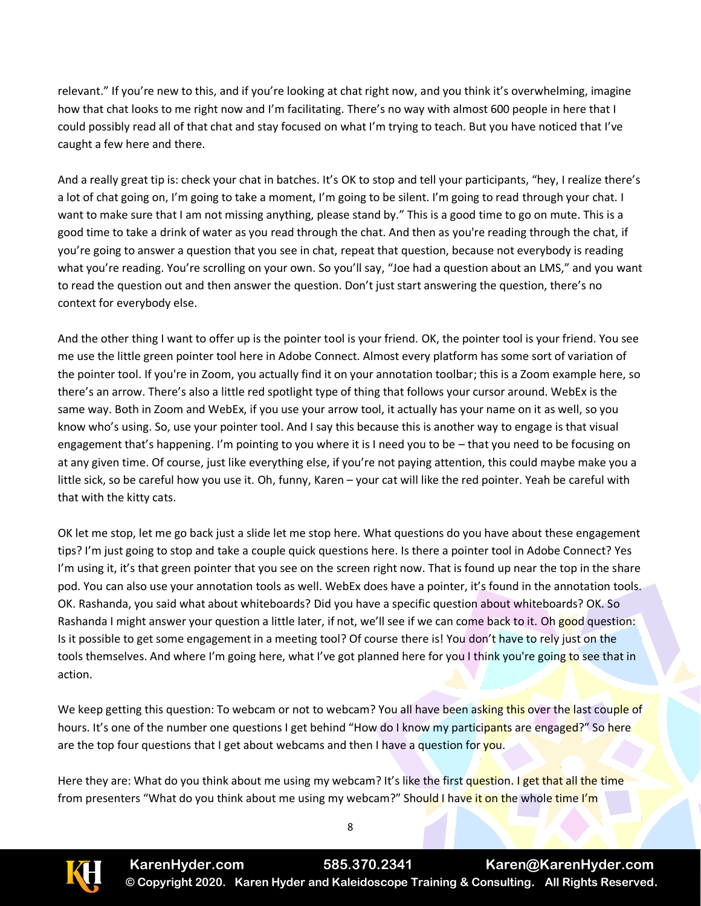relevant." If you're new to this, and if you're looking at chat right now, and you think it's overwhelming, imagine how that chat looks to me right now and I'm facilitating. There's no way with almost 600 people in here that I could possibly read all of that chat and stay focused on what I'm trying to teach. But you have noticed that I've caught a few here and there.

And a really great tip is: check your chat in batches. It's OK to stop and tell your participants, "hey, I realize there's a lot of chat going on, I'm going to take a moment, I'm going to be silent. I'm going to read through your chat. I want to make sure that I am not missing anything, please stand by." This is a good time to go on mute. This is a good time to take a drink of water as you read through the chat. And then as you're reading through the chat, if you're going to answer a question that you see in chat, repeat that question, because not everybody is reading what you're reading. You're scrolling on your own. So you'll say, "Joe had a question about an LMS," and you want to read the question out and then answer the question. Don't just start answering the question, there's no context for everybody else.

And the other thing I want to offer up is the pointer tool is your friend. OK, the pointer tool is your friend. You see me use the little green pointer tool here in Adobe Connect. Almost every platform has some sort of variation of the pointer tool. If you're in Zoom, you actually find it on your annotation toolbar; this is a Zoom example here, so there's an arrow. There's also a little red spotlight type of thing that follows your cursor around. WebEx is the same way. Both in Zoom and WebEx, if you use your arrow tool, it actually has your name on it as well, so you know who's using. So, use your pointer tool. And I say this because this is another way to engage is that visual engagement that's happening. I'm pointing to you where it is I need you to be – that you need to be focusing on at any given time. Of course, just like everything else, if you're not paying attention, this could maybe make you a little sick, so be careful how you use it. Oh, funny, Karen – your cat will like the red pointer. Yeah be careful with that with the kitty cats.

OK let me stop, let me go back just a slide let me stop here. What questions do you have about these engagement tips? I'm just going to stop and take a couple quick questions here. Is there a pointer tool in Adobe Connect? Yes I'm using it, it's that green pointer that you see on the screen right now. That is found up near the top in the share pod. You can also use your annotation tools as well. WebEx does have a pointer, it's found in the annotation tools. OK. Rashanda, you said what about whiteboards? Did you have a specific question about whiteboards? OK. So Rashanda I might answer your question a little later, if not, we'll see if we can come back to it. Oh good question: Is it possible to get some engagement in a meeting tool? Of course there is! You don't have to rely just on the tools themselves. And where I'm going here, what I've got planned here for you I think you're going to see that in action.

We keep getting this question: To webcam or not to webcam? You all have been asking this over the last couple of hours. It's one of the number one questions I get behind "How do I know my participants are engaged?" So here are the top four questions that I get about webcams and then I have a question for you.

Here they are: What do you think about me using my webcam? It's like the first question. I get that all the time from presenters "What do you think about me using my webcam?" Should I have it on the whole time I'm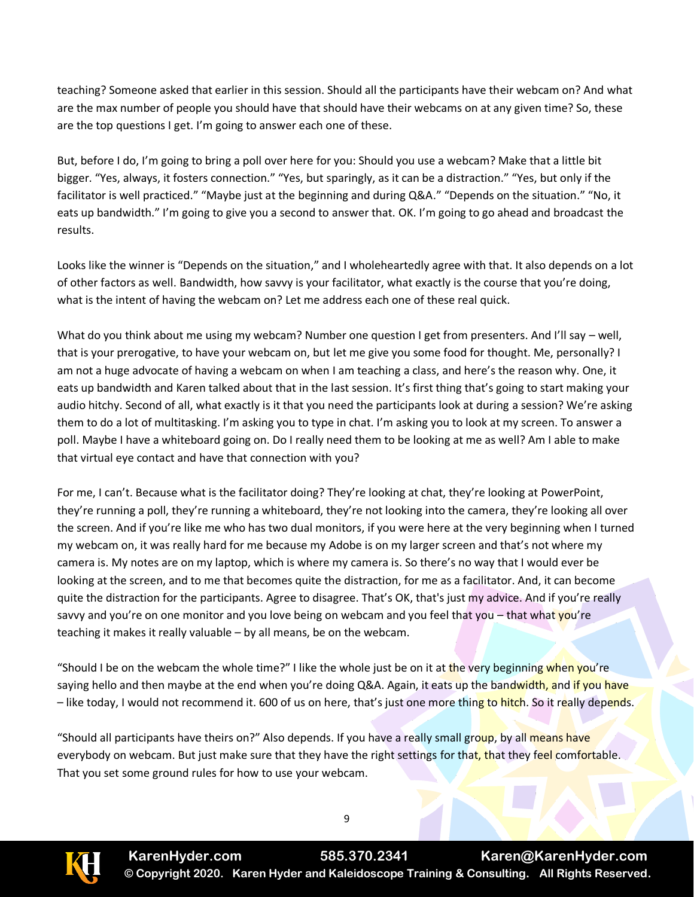teaching? Someone asked that earlier in this session. Should all the participants have their webcam on? And what are the max number of people you should have that should have their webcams on at any given time? So, these are the top questions I get. I'm going to answer each one of these.

But, before I do, I'm going to bring a poll over here for you: Should you use a webcam? Make that a little bit bigger. "Yes, always, it fosters connection." "Yes, but sparingly, as it can be a distraction." "Yes, but only if the facilitator is well practiced." "Maybe just at the beginning and during Q&A." "Depends on the situation." "No, it eats up bandwidth." I'm going to give you a second to answer that. OK. I'm going to go ahead and broadcast the results.

Looks like the winner is "Depends on the situation," and I wholeheartedly agree with that. It also depends on a lot of other factors as well. Bandwidth, how savvy is your facilitator, what exactly is the course that you're doing, what is the intent of having the webcam on? Let me address each one of these real quick.

What do you think about me using my webcam? Number one question I get from presenters. And I'll say – well, that is your prerogative, to have your webcam on, but let me give you some food for thought. Me, personally? I am not a huge advocate of having a webcam on when I am teaching a class, and here's the reason why. One, it eats up bandwidth and Karen talked about that in the last session. It's first thing that's going to start making your audio hitchy. Second of all, what exactly is it that you need the participants look at during a session? We're asking them to do a lot of multitasking. I'm asking you to type in chat. I'm asking you to look at my screen. To answer a poll. Maybe I have a whiteboard going on. Do I really need them to be looking at me as well? Am I able to make that virtual eye contact and have that connection with you?

For me, I can't. Because what is the facilitator doing? They're looking at chat, they're looking at PowerPoint, they're running a poll, they're running a whiteboard, they're not looking into the camera, they're looking all over the screen. And if you're like me who has two dual monitors, if you were here at the very beginning when I turned my webcam on, it was really hard for me because my Adobe is on my larger screen and that's not where my camera is. My notes are on my laptop, which is where my camera is. So there's no way that I would ever be looking at the screen, and to me that becomes quite the distraction, for me as a facilitator. And, it can become quite the distraction for the participants. Agree to disagree. That's OK, that's just my advice. And if you're really savvy and you're on one monitor and you love being on webcam and you feel that you – that what you're teaching it makes it really valuable – by all means, be on the webcam.

"Should I be on the webcam the whole time?" I like the whole just be on it at the very beginning when you're saying hello and then maybe at the end when you're doing Q&A. Again, it eats up the bandwidth, and if you have – like today, I would not recommend it. 600 of us on here, that's just one more thing to hitch. So it really depends.

"Should all participants have theirs on?" Also depends. If you have a really small group, by all means have everybody on webcam. But just make sure that they have the right settings for that, that they feel comfortable. That you set some ground rules for how to use your webcam.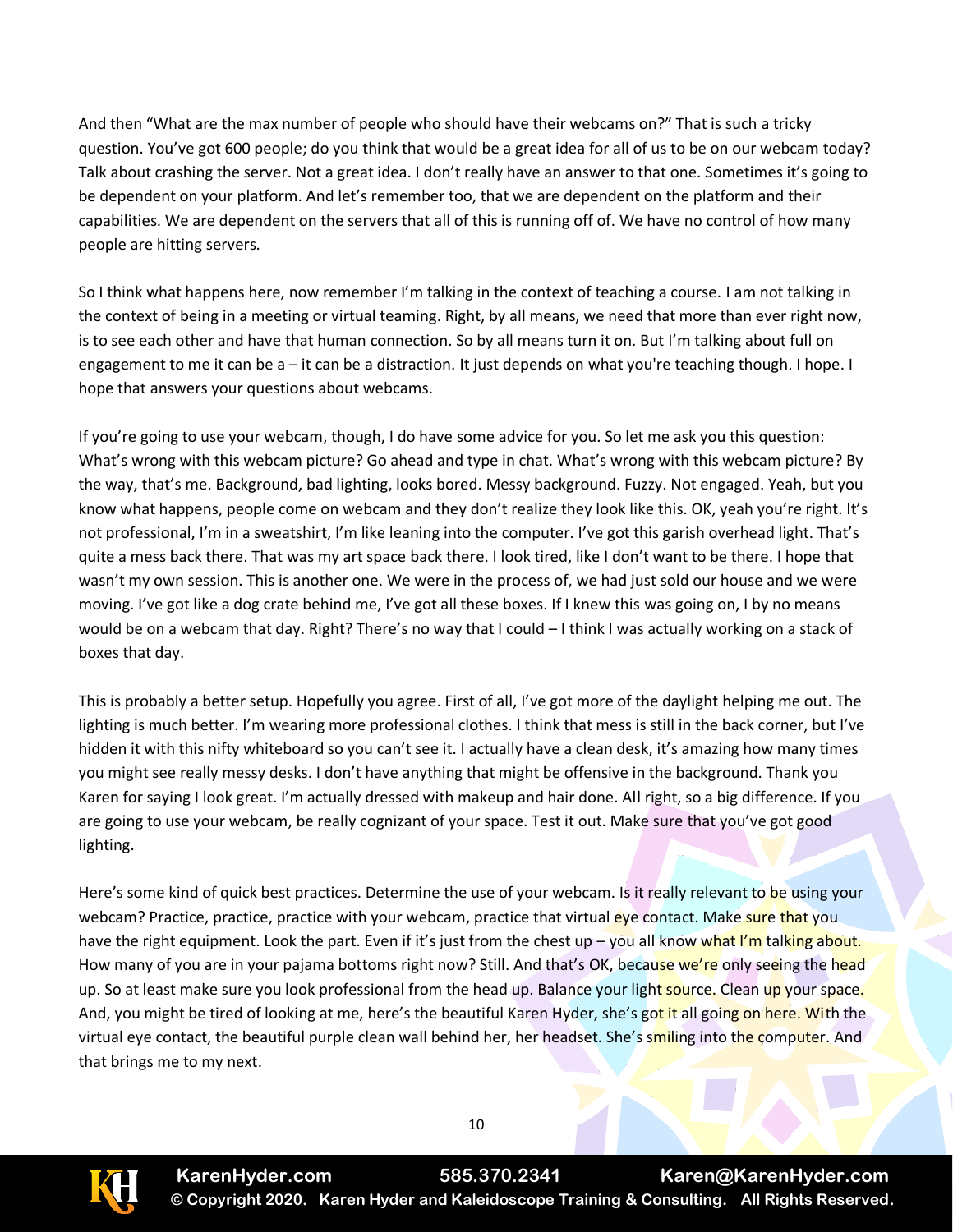And then "What are the max number of people who should have their webcams on?" That is such a tricky question. You've got 600 people; do you think that would be a great idea for all of us to be on our webcam today? Talk about crashing the server. Not a great idea. I don't really have an answer to that one. Sometimes it's going to be dependent on your platform. And let's remember too, that we are dependent on the platform and their capabilities. We are dependent on the servers that all of this is running off of. We have no control of how many people are hitting servers.

So I think what happens here, now remember I'm talking in the context of teaching a course. I am not talking in the context of being in a meeting or virtual teaming. Right, by all means, we need that more than ever right now, is to see each other and have that human connection. So by all means turn it on. But I'm talking about full on engagement to me it can be a – it can be a distraction. It just depends on what you're teaching though. I hope. I hope that answers your questions about webcams.

If you're going to use your webcam, though, I do have some advice for you. So let me ask you this question: What's wrong with this webcam picture? Go ahead and type in chat. What's wrong with this webcam picture? By the way, that's me. Background, bad lighting, looks bored. Messy background. Fuzzy. Not engaged. Yeah, but you know what happens, people come on webcam and they don't realize they look like this. OK, yeah you're right. It's not professional, I'm in a sweatshirt, I'm like leaning into the computer. I've got this garish overhead light. That's quite a mess back there. That was my art space back there. I look tired, like I don't want to be there. I hope that wasn't my own session. This is another one. We were in the process of, we had just sold our house and we were moving. I've got like a dog crate behind me, I've got all these boxes. If I knew this was going on, I by no means would be on a webcam that day. Right? There's no way that I could – I think I was actually working on a stack of boxes that day.

This is probably a better setup. Hopefully you agree. First of all, I've got more of the daylight helping me out. The lighting is much better. I'm wearing more professional clothes. I think that mess is still in the back corner, but I've hidden it with this nifty whiteboard so you can't see it. I actually have a clean desk, it's amazing how many times you might see really messy desks. I don't have anything that might be offensive in the background. Thank you Karen for saying I look great. I'm actually dressed with makeup and hair done. All right, so a big difference. If you are going to use your webcam, be really cognizant of your space. Test it out. Make sure that you've got good lighting.

Here's some kind of quick best practices. Determine the use of your webcam. Is it really relevant to be using your webcam? Practice, practice, practice with your webcam, practice that virtual eye contact. Make sure that you have the right equipment. Look the part. Even if it's just from the chest up – you all know what I'm talking about. How many of you are in your pajama bottoms right now? Still. And that's OK, because we're only seeing the head up. So at least make sure you look professional from the head up. Balance your light source. Clean up your space. And, you might be tired of looking at me, here's the beautiful Karen Hyder, she's got it all going on here. With the virtual eye contact, the beautiful purple clean wall behind her, her headset. She's smiling into the computer. And that brings me to my next.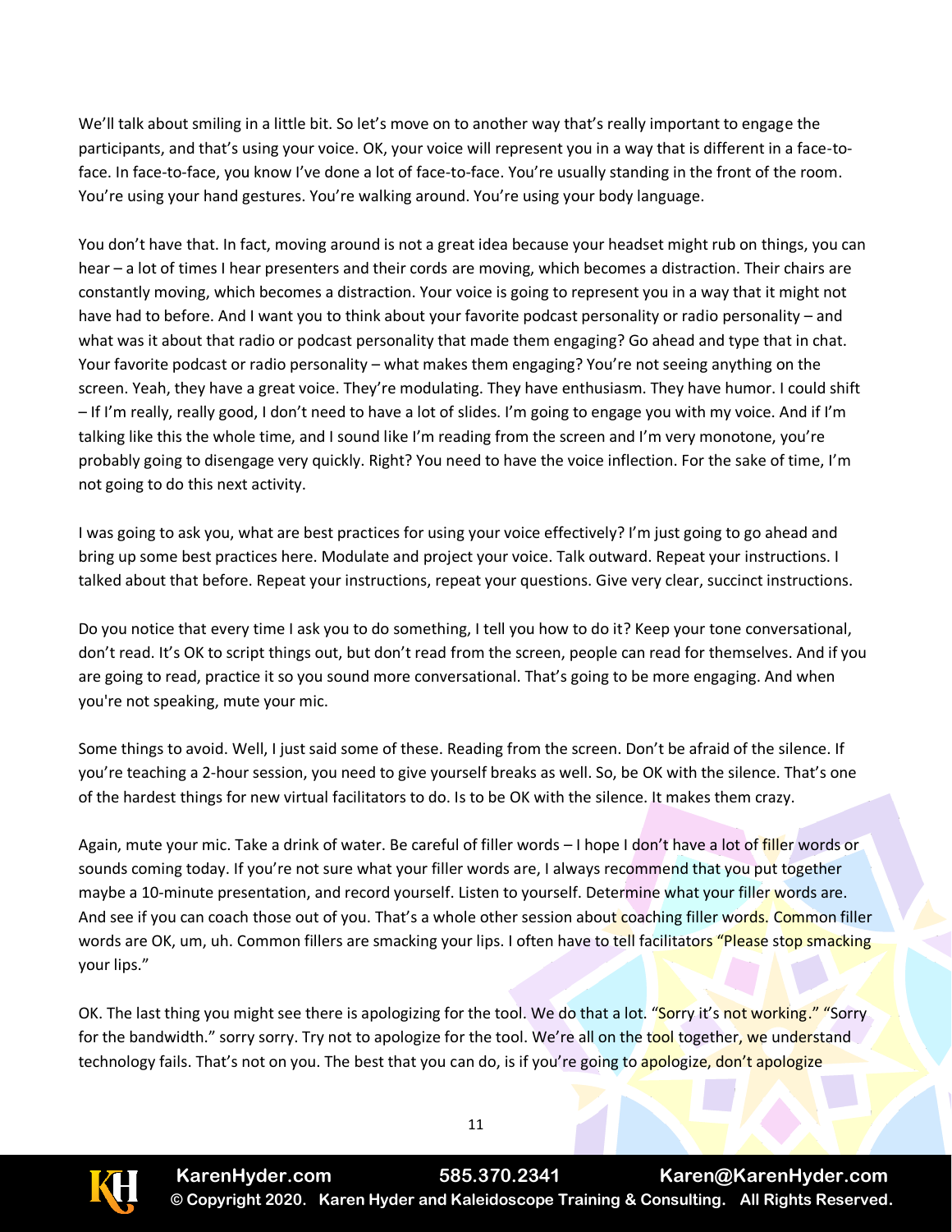We'll talk about smiling in a little bit. So let's move on to another way that's really important to engage the participants, and that's using your voice. OK, your voice will represent you in a way that is different in a face-to-face. In face-to-face, you know I've done a lot of face-to-face. You're usually standing in the front of the room. You're using your hand gestures. You're walking around. You're using your body language.

You don't have that. In fact, moving around is not a great idea because your headset might rub on things, you can hear – a lot of times I hear presenters and their cords are moving, which becomes a distraction. Their chairs are constantly moving, which becomes a distraction. Your voice is going to represent you in a way that it might not have had to before. And I want you to think about your favorite podcast personality or radio personality – and what was it about that radio or podcast personality that made them engaging? Go ahead and type that in chat. Your favorite podcast or radio personality – what makes them engaging? You're not seeing anything on the screen. Yeah, they have a great voice. They're modulating. They have enthusiasm. They have humor. I could shift – If I'm really, really good, I don't need to have a lot of slides. I'm going to engage you with my voice. And if I'm talking like this the whole time, and I sound like I'm reading from the screen and I'm very monotone, you're probably going to disengage very quickly. Right? You need to have the voice inflection. For the sake of time, I'm not going to do this next activity.

I was going to ask you, what are best practices for using your voice effectively? I'm just going to go ahead and bring up some best practices here. Modulate and project your voice. Talk outward. Repeat your instructions. I talked about that before. Repeat your instructions, repeat your questions. Give very clear, succinct instructions.

Do you notice that every time I ask you to do something, I tell you how to do it? Keep your tone conversational, don't read. It's OK to script things out, but don't read from the screen, people can read for themselves. And if you are going to read, practice it so you sound more conversational. That's going to be more engaging. And when you're not speaking, mute your mic.

Some things to avoid. Well, I just said some of these. Reading from the screen. Don't be afraid of the silence. If you're teaching a 2-hour session, you need to give yourself breaks as well. So, be OK with the silence. That's one of the hardest things for new virtual facilitators to do. Is to be OK with the silence. It makes them crazy.

Again, mute your mic. Take a drink of water. Be careful of filler words – I hope I don't have a lot of filler words or sounds coming today. If you're not sure what your filler words are, I always recommend that you put together maybe a 10-minute presentation, and record yourself. Listen to yourself. Determine what your filler words are. And see if you can coach those out of you. That's a whole other session about coaching filler words. Common filler words are OK, um, uh. Common fillers are smacking your lips. I often have to tell facilitators "Please stop smacking your lips."

OK. The last thing you might see there is apologizing for the tool. We do that a lot. "Sorry it's not working." "Sorry for the bandwidth." sorry sorry. Try not to apologize for the tool. We're all on the tool together, we understand technology fails. That's not on you. The best that you can do, is if you're going to apologize, don't apologize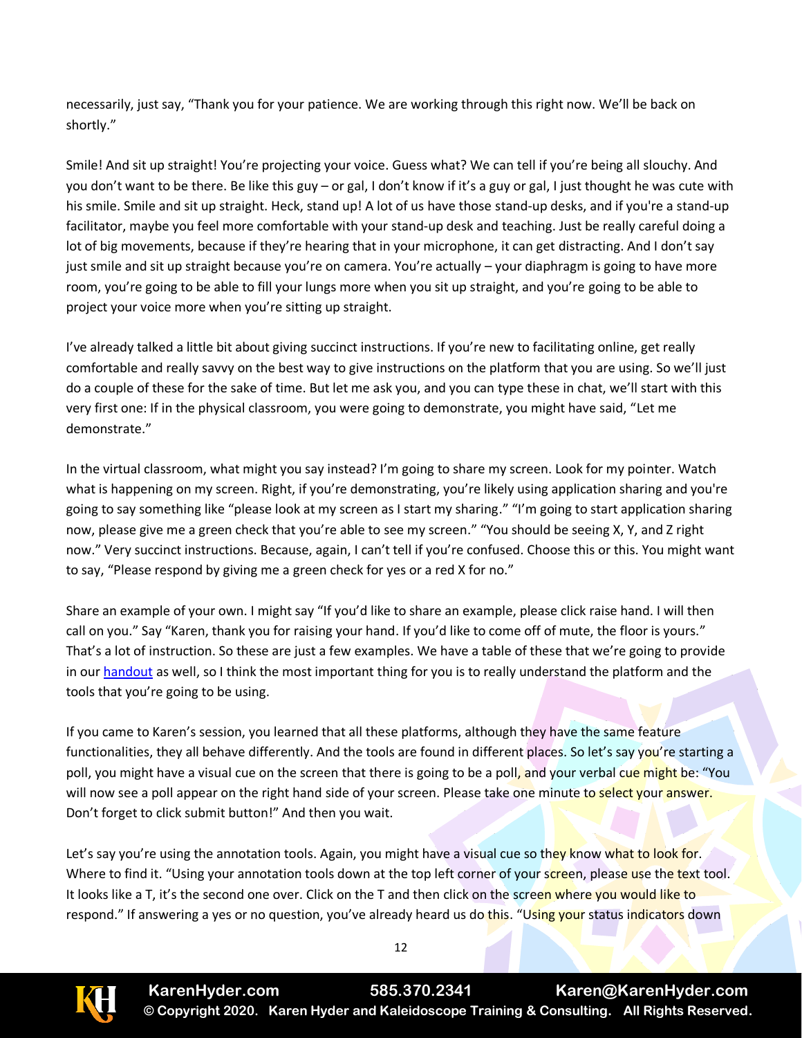necessarily, just say, "Thank you for your patience. We are working through this right now. We'll be back on shortly."

Smile! And sit up straight! You're projecting your voice. Guess what? We can tell if you're being all slouchy. And you don't want to be there. Be like this guy – or gal, I don't know if it's a guy or gal, I just thought he was cute with his smile. Smile and sit up straight. Heck, stand up! A lot of us have those stand-up desks, and if you're a stand-up facilitator, maybe you feel more comfortable with your stand-up desk and teaching. Just be really careful doing a lot of big movements, because if they're hearing that in your microphone, it can get distracting. And I don't say just smile and sit up straight because you're on camera. You're actually – your diaphragm is going to have more room, you're going to be able to fill your lungs more when you sit up straight, and you're going to be able to project your voice more when you're sitting up straight.

I've already talked a little bit about giving succinct instructions. If you're new to facilitating online, get really comfortable and really savvy on the best way to give instructions on the platform that you are using. So we'll just do a couple of these for the sake of time. But let me ask you, and you can type these in chat, we'll start with this very first one: If in the physical classroom, you were going to demonstrate, you might have said, "Let me demonstrate."

In the virtual classroom, what might you say instead? I'm going to share my screen. Look for my pointer. Watch what is happening on my screen. Right, if you're demonstrating, you're likely using application sharing and you're going to say something like "please look at my screen as I start my sharing." "I'm going to start application sharing now, please give me a green check that you're able to see my screen." "You should be seeing X, Y, and Z right now." Very succinct instructions. Because, again, I can't tell if you're confused. Choose this or this. You might want to say, "Please respond by giving me a green check for yes or a red X for no."

Share an example of your own. I might say "If you'd like to share an example, please click raise hand. I will then call on you." Say "Karen, thank you for raising your hand. If you'd like to come off of mute, the floor is yours." That's a lot of instruction. So these are just a few examples. We have a table of these that we're going to provide in our handout as well, so I think the most important thing for you is to really understand the platform and the tools that you're going to be using.

If you came to Karen's session, you learned that all these platforms, although they have the same feature functionalities, they all behave differently. And the tools are found in different places. So let's say you're starting a poll, you might have a visual cue on the screen that there is going to be a poll, and your verbal cue might be: "You will now see a poll appear on the right hand side of your screen. Please take one minute to select your answer. Don't forget to click submit button!" And then you wait.

Let's say you're using the annotation tools. Again, you might have a visual cue so they know what to look for. Where to find it. "Using your annotation tools down at the top left corner of your screen, please use the text tool. It looks like a T, it's the second one over. Click on the T and then click on the screen where you would like to respond." If answering a yes or no question, you've already heard us do this. "Using your status indicators down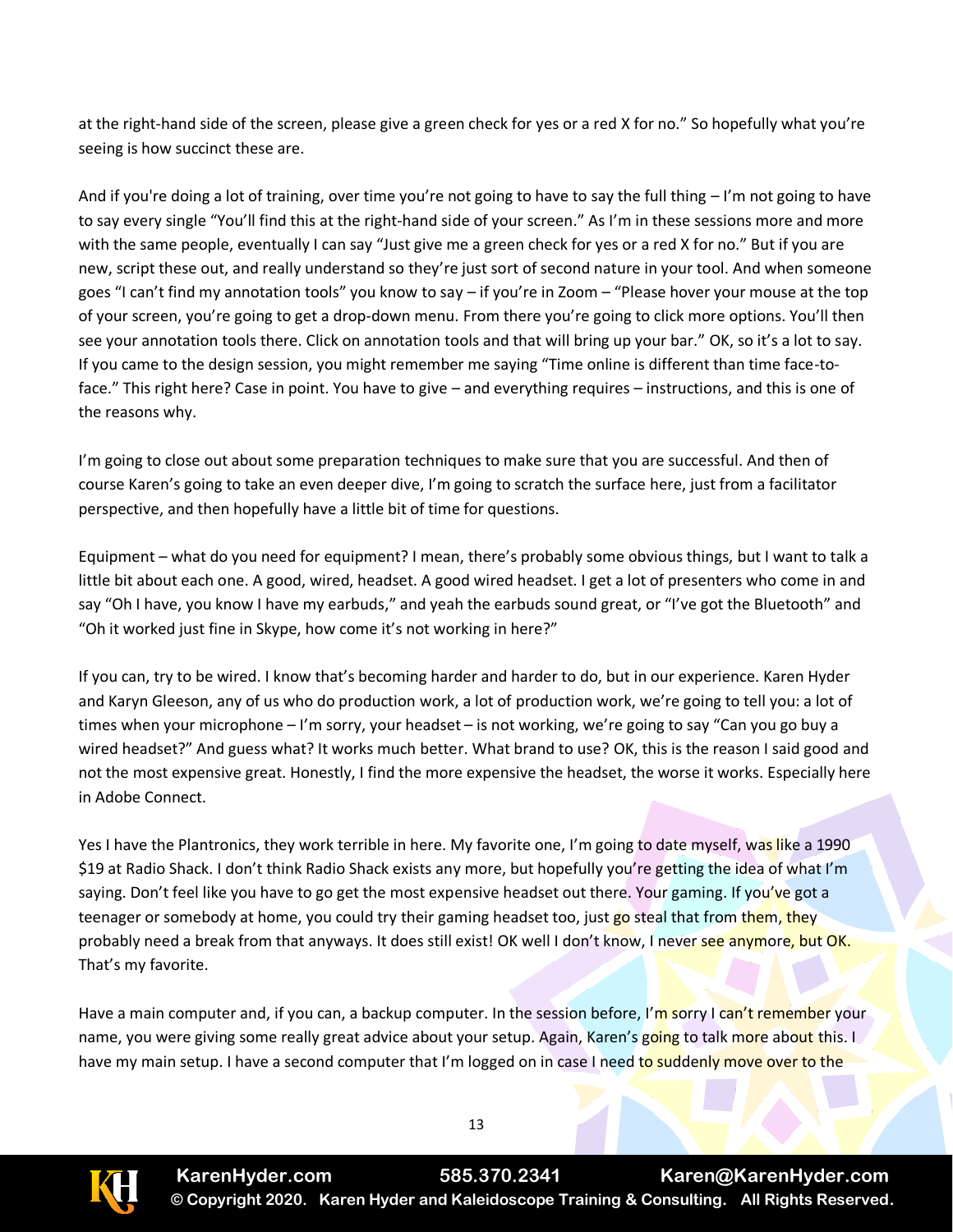at the right-hand side of the screen, please give a green check for yes or a red X for no." So hopefully what you're seeing is how succinct these are.

And if you're doing a lot of training, over time you're not going to have to say the full thing – I'm not going to have to say every single "You'll find this at the right-hand side of your screen." As I'm in these sessions more and more with the same people, eventually I can say "Just give me a green check for yes or a red X for no." But if you are new, script these out, and really understand so they're just sort of second nature in your tool. And when someone goes "I can't find my annotation tools" you know to say – if you're in Zoom – "Please hover your mouse at the top of your screen, you're going to get a drop-down menu. From there you're going to click more options. You'll then see your annotation tools there. Click on annotation tools and that will bring up your bar." OK, so it's a lot to say. If you came to the design session, you might remember me saying "Time online is different than time face-to-face." This right here? Case in point. You have to give – and everything requires – instructions, and this is one of the reasons why.

I'm going to close out about some preparation techniques to make sure that you are successful. And then of course Karen's going to take an even deeper dive, I'm going to scratch the surface here, just from a facilitator perspective, and then hopefully have a little bit of time for questions.

Equipment – what do you need for equipment? I mean, there's probably some obvious things, but I want to talk a little bit about each one. A good, wired, headset. A good wired headset. I get a lot of presenters who come in and say "Oh I have, you know I have my earbuds," and yeah the earbuds sound great, or "I've got the Bluetooth" and "Oh it worked just fine in Skype, how come it's not working in here?"

If you can, try to be wired. I know that's becoming harder and harder to do, but in our experience. Karen Hyder and Karyn Gleeson, any of us who do production work, a lot of production work, we're going to tell you: a lot of times when your microphone – I'm sorry, your headset – is not working, we're going to say "Can you go buy a wired headset?" And guess what? It works much better. What brand to use? OK, this is the reason I said good and not the most expensive great. Honestly, I find the more expensive the headset, the worse it works. Especially here in Adobe Connect.

Yes I have the Plantronics, they work terrible in here. My favorite one, I'm going to date myself, was like a 1990 $19 at Radio Shack. I don't think Radio Shack exists any more, but hopefully you're getting the idea of what I'm saying. Don't feel like you have to go get the most expensive headset out there. Your gaming. If you've got a teenager or somebody at home, you could try their gaming headset too, just go steal that from them, they probably need a break from that anyways. It does still exist! OK well I don't know, I never see anymore, but OK. That's my favorite.

Have a main computer and, if you can, a backup computer. In the session before, I'm sorry I can't remember your name, you were giving some really great advice about your setup. Again, Karen's going to talk more about this. I have my main setup. I have a second computer that I'm logged on in case I need to suddenly move over to the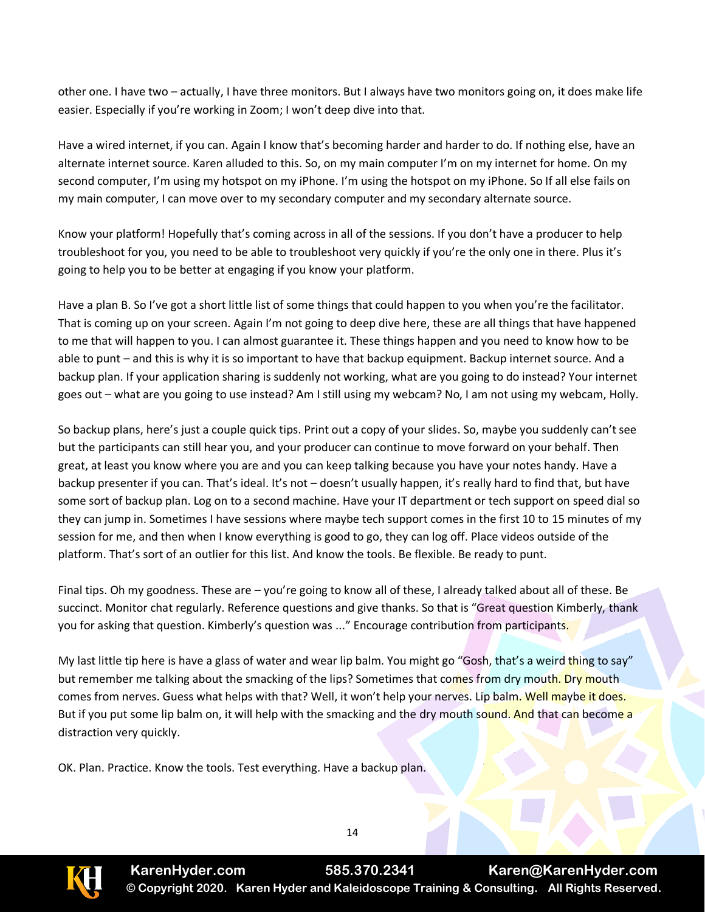other one. I have two – actually, I have three monitors. But I always have two monitors going on, it does make life easier. Especially if you're working in Zoom; I won't deep dive into that.

Have a wired internet, if you can. Again I know that's becoming harder and harder to do. If nothing else, have an alternate internet source. Karen alluded to this. So, on my main computer I'm on my internet for home. On my second computer, I'm using my hotspot on my iPhone. I'm using the hotspot on my iPhone. So If all else fails on my main computer, I can move over to my secondary computer and my secondary alternate source.

Know your platform! Hopefully that's coming across in all of the sessions. If you don't have a producer to help troubleshoot for you, you need to be able to troubleshoot very quickly if you're the only one in there. Plus it's going to help you to be better at engaging if you know your platform.

Have a plan B. So I've got a short little list of some things that could happen to you when you're the facilitator. That is coming up on your screen. Again I'm not going to deep dive here, these are all things that have happened to me that will happen to you. I can almost guarantee it. These things happen and you need to know how to be able to punt – and this is why it is so important to have that backup equipment. Backup internet source. And a backup plan. If your application sharing is suddenly not working, what are you going to do instead? Your internet goes out – what are you going to use instead? Am I still using my webcam? No, I am not using my webcam, Holly.

So backup plans, here's just a couple quick tips. Print out a copy of your slides. So, maybe you suddenly can't see but the participants can still hear you, and your producer can continue to move forward on your behalf. Then great, at least you know where you are and you can keep talking because you have your notes handy. Have a backup presenter if you can. That's ideal. It's not – doesn't usually happen, it's really hard to find that, but have some sort of backup plan. Log on to a second machine. Have your IT department or tech support on speed dial so they can jump in. Sometimes I have sessions where maybe tech support comes in the first 10 to 15 minutes of my session for me, and then when I know everything is good to go, they can log off. Place videos outside of the platform. That's sort of an outlier for this list. And know the tools. Be flexible. Be ready to punt.

Final tips. Oh my goodness. These are – you're going to know all of these, I already talked about all of these. Be succinct. Monitor chat regularly. Reference questions and give thanks. So that is "Great question Kimberly, thank you for asking that question. Kimberly's question was ..." Encourage contribution from participants.

My last little tip here is have a glass of water and wear lip balm. You might go "Gosh, that's a weird thing to say" but remember me talking about the smacking of the lips? Sometimes that comes from dry mouth. Dry mouth comes from nerves. Guess what helps with that? Well, it won't help your nerves. Lip balm. Well maybe it does. But if you put some lip balm on, it will help with the smacking and the dry mouth sound. And that can become a distraction very quickly.

OK. Plan. Practice. Know the tools. Test everything. Have a backup plan.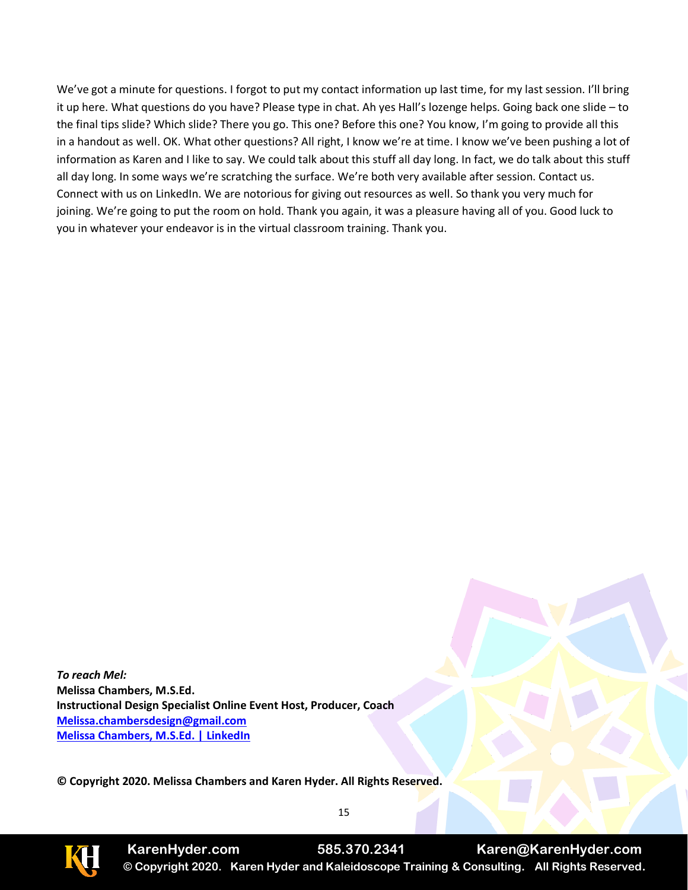We've got a minute for questions. I forgot to put my contact information up last time, for my last session. I'll bring it up here. What questions do you have? Please type in chat. Ah yes Hall's lozenge helps. Going back one slide – to the final tips slide? Which slide? There you go. This one? Before this one? You know, I'm going to provide all this in a handout as well. OK. What other questions? All right, I know we're at time. I know we've been pushing a lot of information as Karen and I like to say. We could talk about this stuff all day long. In fact, we do talk about this stuff all day long. In some ways we're scratching the surface. We're both very available after session. Contact us. Connect with us on LinkedIn. We are notorious for giving out resources as well. So thank you very much for joining. We're going to put the room on hold. Thank you again, it was a pleasure having all of you. Good luck to you in whatever your endeavor is in the virtual classroom training. Thank you.

***To reach Mel:***
**Melissa Chambers, M.S.Ed.**
**Instructional Design Specialist Online Event Host, Producer, Coach**
**[Melissa.chambersdesign@gmail.com](mailto:Melissa.chambersdesign@gmail.com)**
**[Melissa Chambers, M.S.Ed. | LinkedIn]()**

**© Copyright 2020. Melissa Chambers and Karen Hyder. All Rights Reserved.**